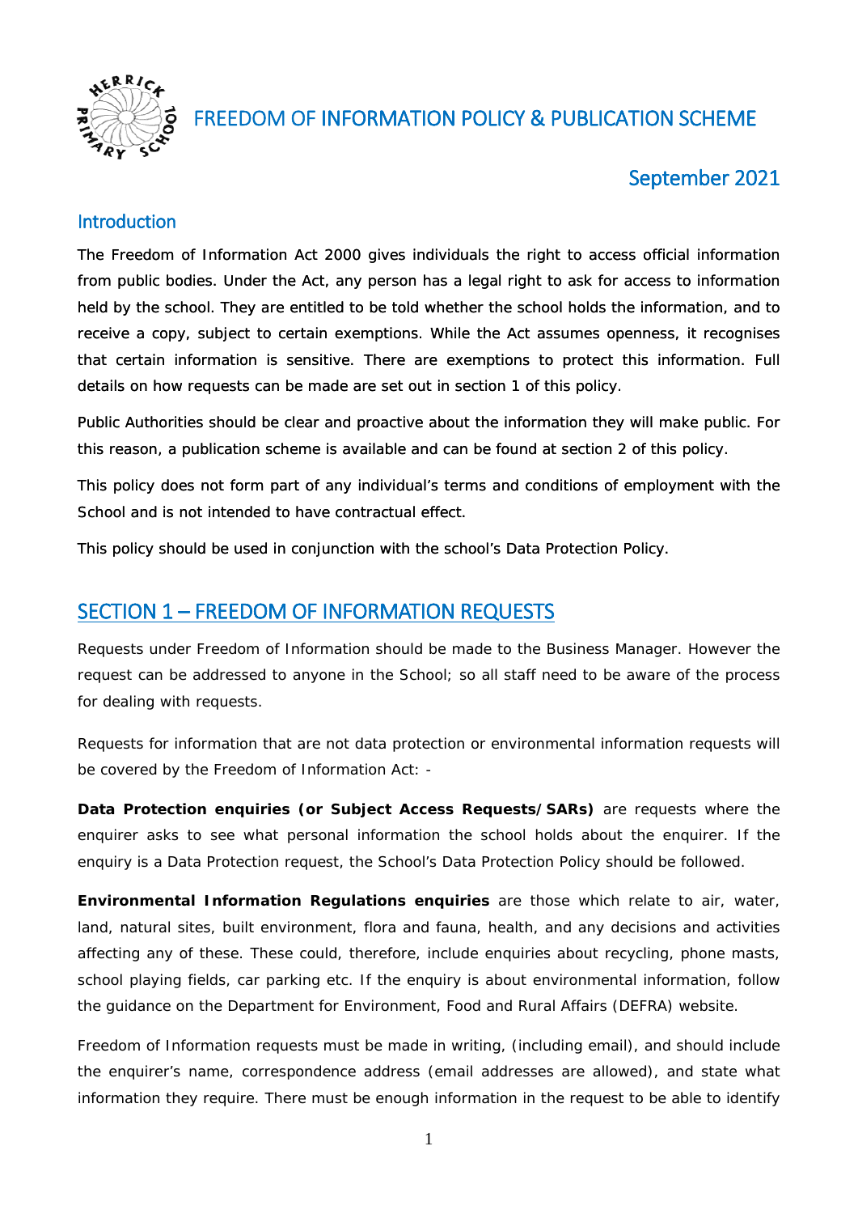# FREEDOM OF INFORMATION POLICY & PUBLICATION SCHEME

September 2021

## Introduction

The Freedom of Information Act 2000 gives individuals the right to access official information from public bodies. Under the Act, any person has a legal right to ask for access to information held by the school. They are entitled to be told whether the school holds the information, and to receive a copy, subject to certain exemptions. While the Act assumes openness, it recognises that certain information is sensitive. There are exemptions to protect this information. Full details on how requests can be made are set out in section 1 of this policy.

Public Authorities should be clear and proactive about the information they will make public. For this reason, a publication scheme is available and can be found at section 2 of this policy.

This policy does not form part of any individual's terms and conditions of employment with the School and is not intended to have contractual effect.

This policy should be used in conjunction with the school's Data Protection Policy.

## SECTION 1 – FREEDOM OF INFORMATION REQUESTS

Requests under Freedom of Information should be made to the Business Manager. However the request can be addressed to anyone in the School; so all staff need to be aware of the process for dealing with requests.

Requests for information that are not data protection or environmental information requests will be covered by the Freedom of Information Act: -

**Data Protection enquiries (or Subject Access Requests/SARs)** are requests where the enquirer asks to see what personal information the school holds about the enquirer. If the enquiry is a Data Protection request, the School's Data Protection Policy should be followed.

**Environmental Information Regulations enquiries** are those which relate to air, water, land, natural sites, built environment, flora and fauna, health, and any decisions and activities affecting any of these. These could, therefore, include enquiries about recycling, phone masts, school playing fields, car parking etc. If the enquiry is about environmental information, follow the guidance on the Department for Environment, Food and Rural Affairs (DEFRA) website.

Freedom of Information requests must be made in writing, (including email), and should include the enquirer's name, correspondence address (email addresses are allowed), and state what information they require. There must be enough information in the request to be able to identify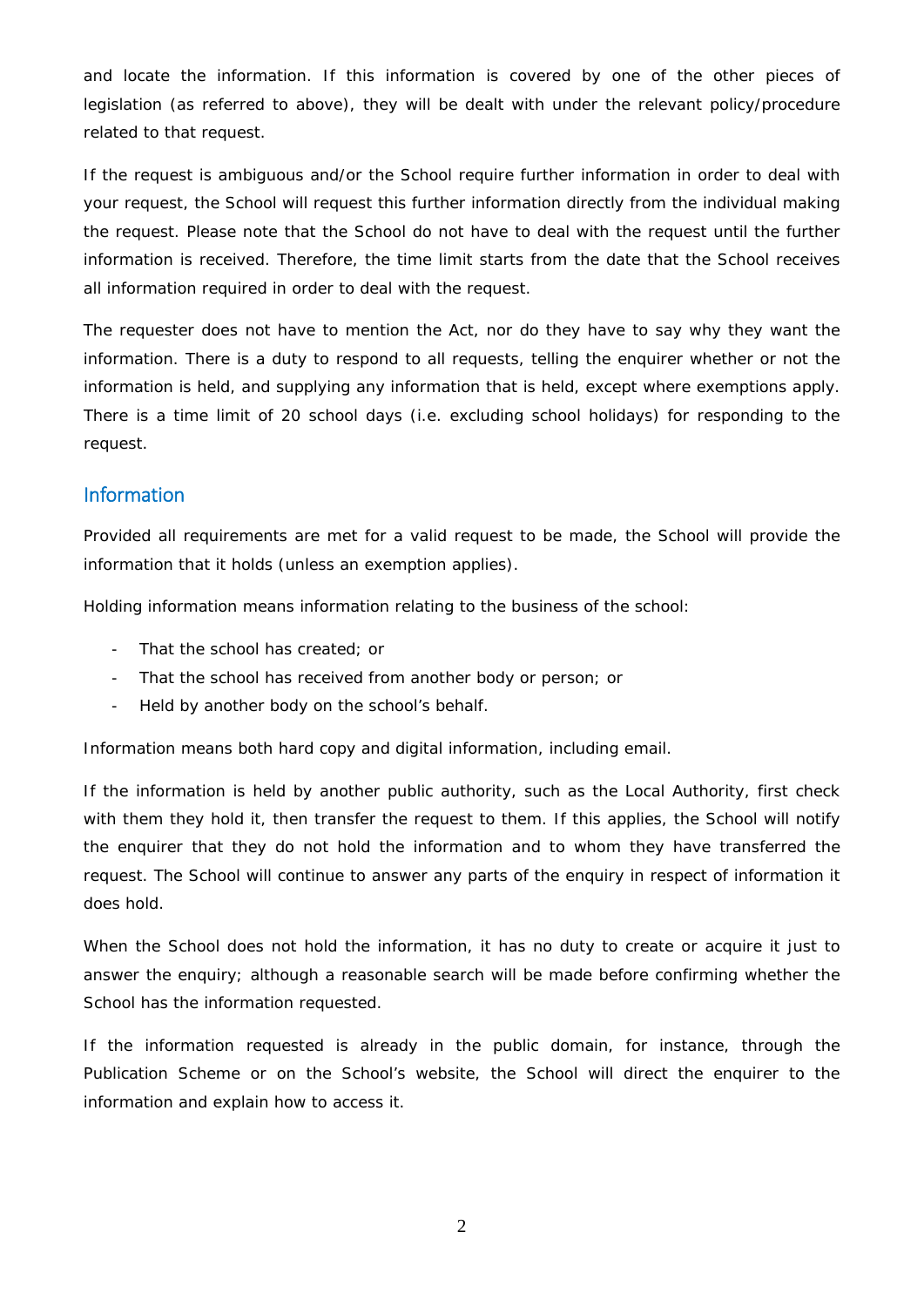and locate the information. If this information is covered by one of the other pieces of legislation (as referred to above), they will be dealt with under the relevant policy/procedure related to that request.

If the request is ambiguous and/or the School require further information in order to deal with your request, the School will request this further information directly from the individual making the request. Please note that the School do not have to deal with the request until the further information is received. Therefore, the time limit starts from the date that the School receives all information required in order to deal with the request.

The requester does not have to mention the Act, nor do they have to say why they want the information. There is a duty to respond to all requests, telling the enquirer whether or not the information is held, and supplying any information that is held, except where exemptions apply. There is a time limit of 20 school days (i.e. excluding school holidays) for responding to the request.

## Information

Provided all requirements are met for a valid request to be made, the School will provide the information that it holds (unless an exemption applies).

Holding information means information relating to the business of the school:

- That the school has created; or
- That the school has received from another body or person; or
- Held by another body on the school's behalf.

Information means both hard copy and digital information, including email.

If the information is held by another public authority, such as the Local Authority, first check with them they hold it, then transfer the request to them. If this applies, the School will notify the enquirer that they do not hold the information and to whom they have transferred the request. The School will continue to answer any parts of the enquiry in respect of information it does hold.

When the School does not hold the information, it has no duty to create or acquire it just to answer the enquiry; although a reasonable search will be made before confirming whether the School has the information requested.

If the information requested is already in the public domain, for instance, through the Publication Scheme or on the School's website, the School will direct the enquirer to the information and explain how to access it.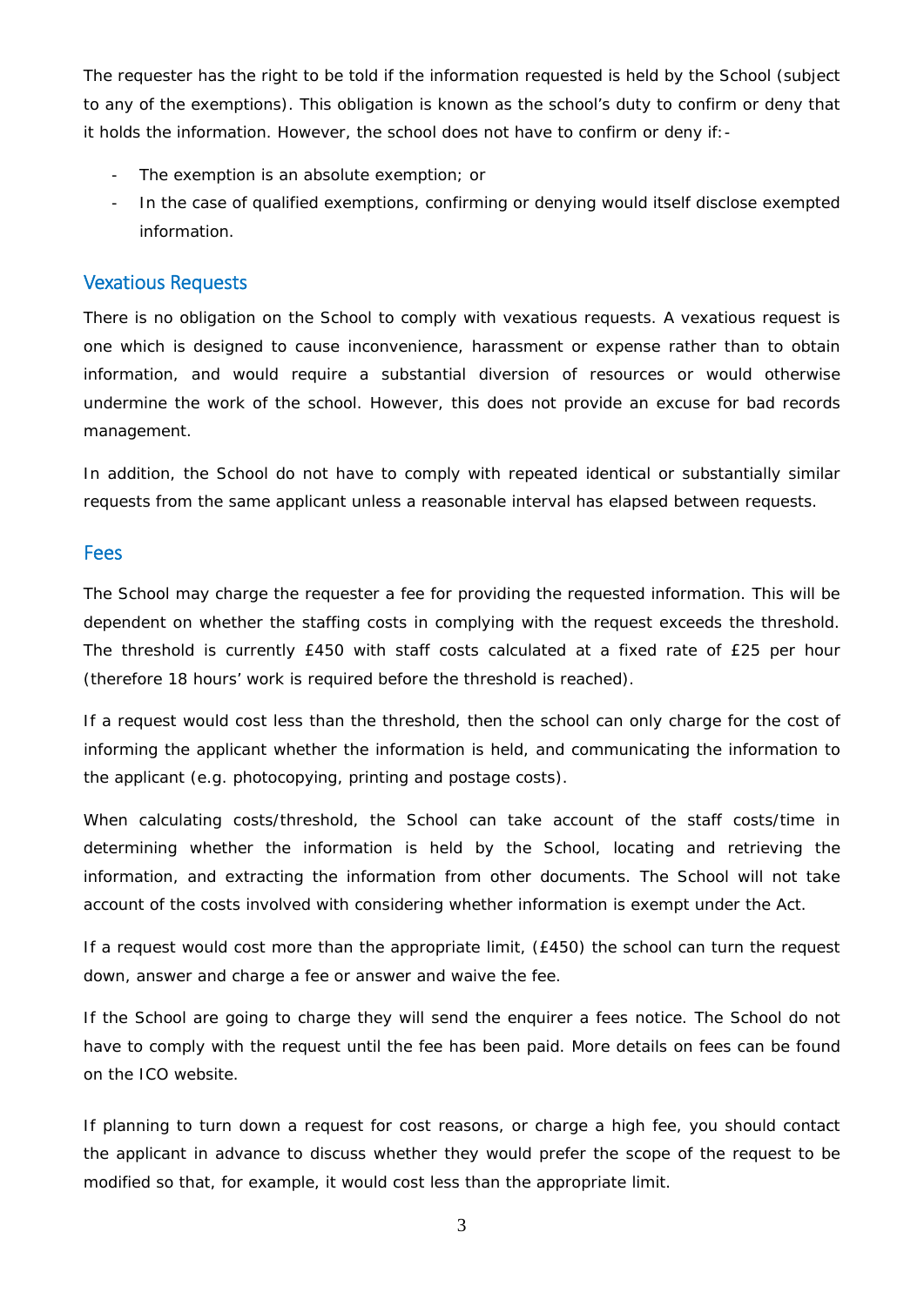The requester has the right to be told if the information requested is held by the School (subject to any of the exemptions). This obligation is known as the school's duty to confirm or deny that it holds the information. However, the school does not have to confirm or deny if:-

- The exemption is an absolute exemption; or
- In the case of qualified exemptions, confirming or denying would itself disclose exempted information.

## Vexatious Requests

There is no obligation on the School to comply with vexatious requests. A vexatious request is one which is designed to cause inconvenience, harassment or expense rather than to obtain information, and would require a substantial diversion of resources or would otherwise undermine the work of the school. However, this does not provide an excuse for bad records management.

In addition, the School do not have to comply with repeated identical or substantially similar requests from the same applicant unless a reasonable interval has elapsed between requests.

## Fees

The School may charge the requester a fee for providing the requested information. This will be dependent on whether the staffing costs in complying with the request exceeds the threshold. The threshold is currently £450 with staff costs calculated at a fixed rate of £25 per hour (therefore 18 hours' work is required before the threshold is reached).

If a request would cost less than the threshold, then the school can only charge for the cost of informing the applicant whether the information is held, and communicating the information to the applicant (e.g. photocopying, printing and postage costs).

When calculating costs/threshold, the School can take account of the staff costs/time in determining whether the information is held by the School, locating and retrieving the information, and extracting the information from other documents. The School will not take account of the costs involved with considering whether information is exempt under the Act.

If a request would cost more than the appropriate limit, (£450) the school can turn the request down, answer and charge a fee or answer and waive the fee.

If the School are going to charge they will send the enquirer a fees notice. The School do not have to comply with the request until the fee has been paid. More details on fees can be found on the ICO website.

If planning to turn down a request for cost reasons, or charge a high fee, you should contact the applicant in advance to discuss whether they would prefer the scope of the request to be modified so that, for example, it would cost less than the appropriate limit.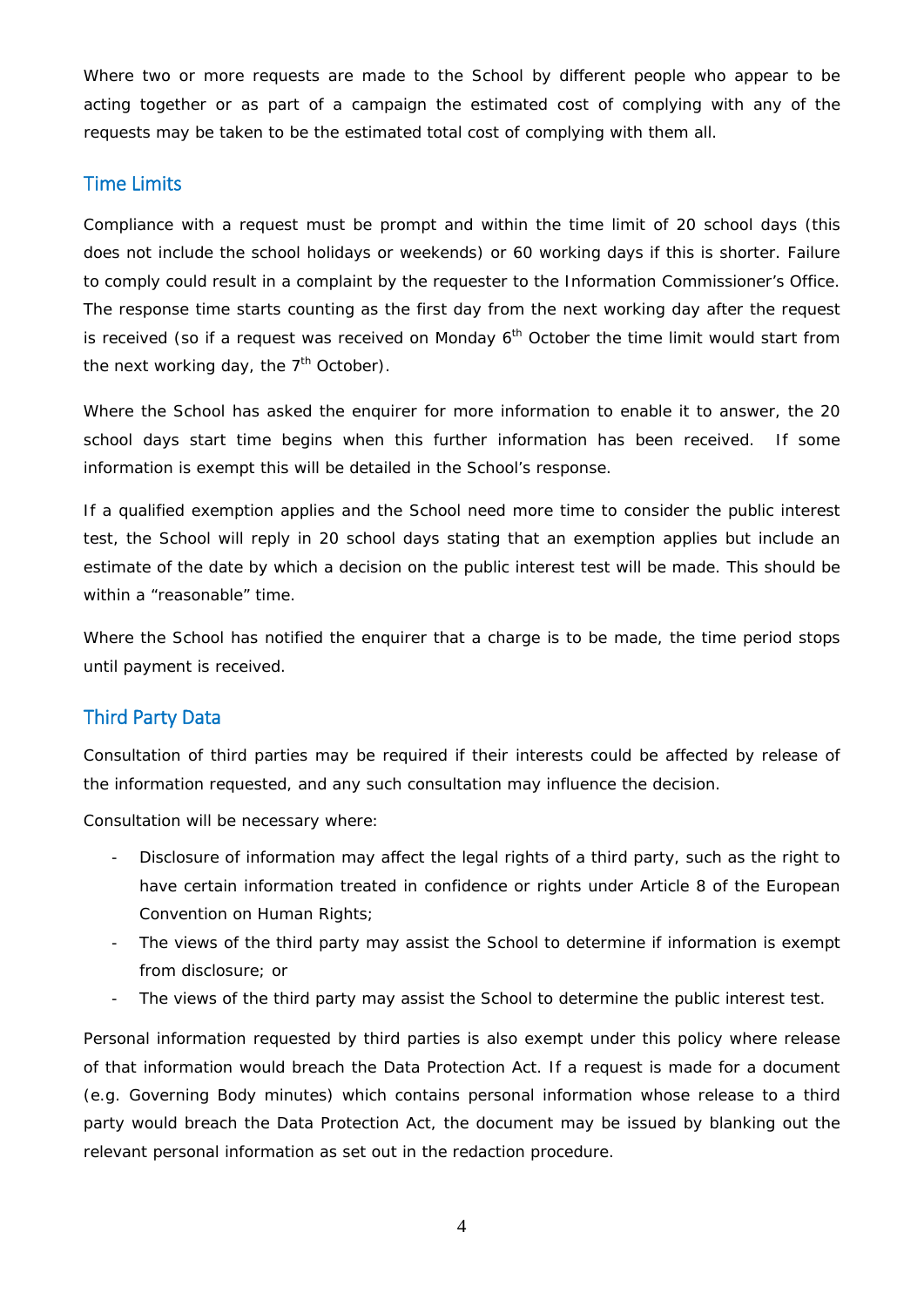Where two or more requests are made to the School by different people who appear to be acting together or as part of a campaign the estimated cost of complying with any of the requests may be taken to be the estimated total cost of complying with them all.

## Time Limits

Compliance with a request must be prompt and within the time limit of 20 school days (this does not include the school holidays or weekends) or 60 working days if this is shorter. Failure to comply could result in a complaint by the requester to the Information Commissioner's Office. The response time starts counting as the first day from the next working day after the request is received (so if a request was received on Monday 6th October the time limit would start from the next working day, the 7th October).

Where the School has asked the enquirer for more information to enable it to answer, the 20 school days start time begins when this further information has been received. If some information is exempt this will be detailed in the School's response.

If a qualified exemption applies and the School need more time to consider the public interest test, the School will reply in 20 school days stating that an exemption applies but include an estimate of the date by which a decision on the public interest test will be made. This should be within a "reasonable" time.

Where the School has notified the enquirer that a charge is to be made, the time period stops until payment is received.

## Third Party Data

Consultation of third parties may be required if their interests could be affected by release of the information requested, and any such consultation may influence the decision.

Consultation will be necessary where:

- Disclosure of information may affect the legal rights of a third party, such as the right to have certain information treated in confidence or rights under Article 8 of the European Convention on Human Rights;
- The views of the third party may assist the School to determine if information is exempt from disclosure; or
- The views of the third party may assist the School to determine the public interest test.

Personal information requested by third parties is also exempt under this policy where release of that information would breach the Data Protection Act. If a request is made for a document (e.g. Governing Body minutes) which contains personal information whose release to a third party would breach the Data Protection Act, the document may be issued by blanking out the relevant personal information as set out in the redaction procedure.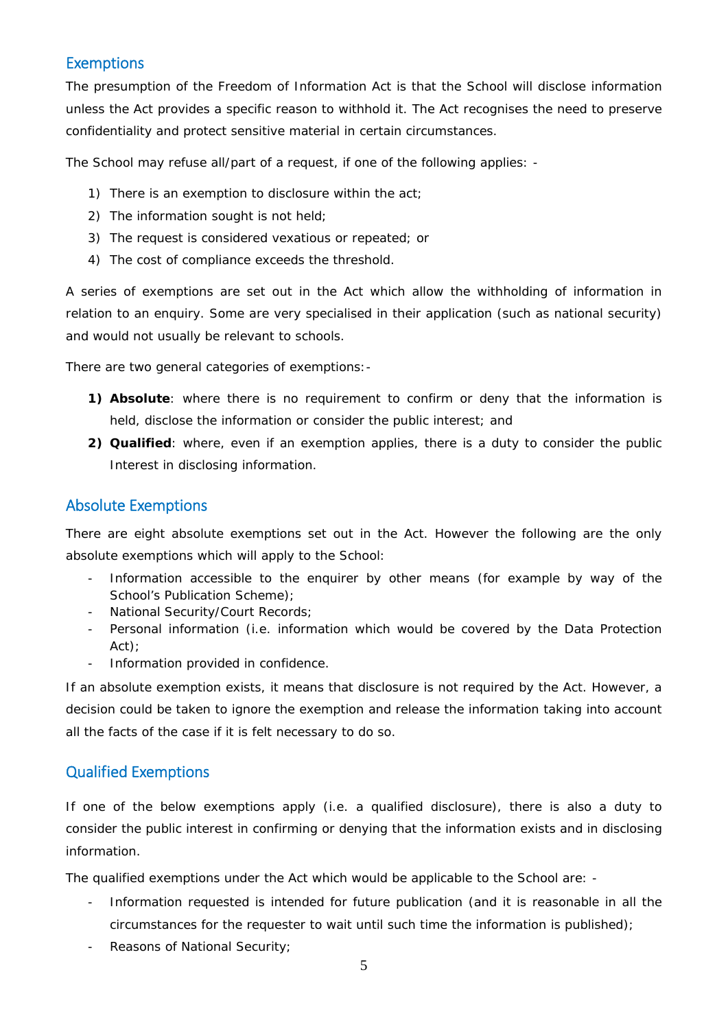## Exemptions

The presumption of the Freedom of Information Act is that the School will disclose information unless the Act provides a specific reason to withhold it. The Act recognises the need to preserve confidentiality and protect sensitive material in certain circumstances.

The School may refuse all/part of a request, if one of the following applies: -

1) There is an exemption to disclosure within the act;
2) The information sought is not held;
3) The request is considered vexatious or repeated; or
4) The cost of compliance exceeds the threshold.

A series of exemptions are set out in the Act which allow the withholding of information in relation to an enquiry. Some are very specialised in their application (such as national security) and would not usually be relevant to schools.

There are two general categories of exemptions:-

1) **Absolute**: where there is no requirement to confirm or deny that the information is held, disclose the information or consider the public interest; and
2) **Qualified**: where, even if an exemption applies, there is a duty to consider the public Interest in disclosing information.

## Absolute Exemptions

There are eight absolute exemptions set out in the Act. However the following are the only absolute exemptions which will apply to the School:

- Information accessible to the enquirer by other means (for example by way of the School's Publication Scheme);
- National Security/Court Records;
- Personal information (i.e. information which would be covered by the Data Protection Act);
- Information provided in confidence.

If an absolute exemption exists, it means that disclosure is not required by the Act. However, a decision could be taken to ignore the exemption and release the information taking into account all the facts of the case if it is felt necessary to do so.

## Qualified Exemptions

If one of the below exemptions apply (i.e. a qualified disclosure), there is also a duty to consider the public interest in confirming or denying that the information exists and in disclosing information.

The qualified exemptions under the Act which would be applicable to the School are: -

- Information requested is intended for future publication (and it is reasonable in all the circumstances for the requester to wait until such time the information is published);
- Reasons of National Security;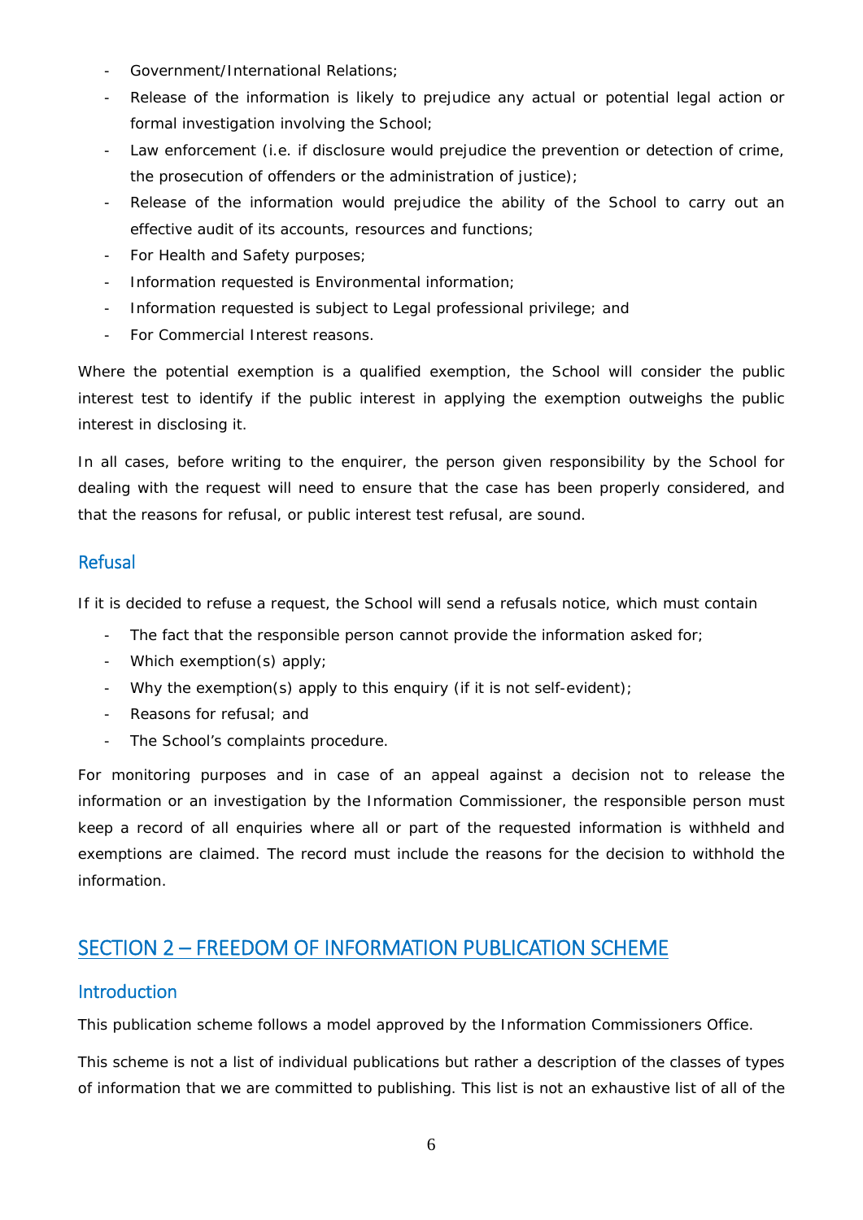- Government/International Relations;
- Release of the information is likely to prejudice any actual or potential legal action or formal investigation involving the School;
- Law enforcement (i.e. if disclosure would prejudice the prevention or detection of crime, the prosecution of offenders or the administration of justice);
- Release of the information would prejudice the ability of the School to carry out an effective audit of its accounts, resources and functions;
- For Health and Safety purposes;
- Information requested is Environmental information;
- Information requested is subject to Legal professional privilege; and
- For Commercial Interest reasons.

Where the potential exemption is a qualified exemption, the School will consider the public interest test to identify if the public interest in applying the exemption outweighs the public interest in disclosing it.

In all cases, before writing to the enquirer, the person given responsibility by the School for dealing with the request will need to ensure that the case has been properly considered, and that the reasons for refusal, or public interest test refusal, are sound.

### Refusal

If it is decided to refuse a request, the School will send a refusals notice, which must contain

- The fact that the responsible person cannot provide the information asked for;
- Which exemption(s) apply;
- Why the exemption(s) apply to this enquiry (if it is not self-evident);
- Reasons for refusal; and
- The School's complaints procedure.

For monitoring purposes and in case of an appeal against a decision not to release the information or an investigation by the Information Commissioner, the responsible person must keep a record of all enquiries where all or part of the requested information is withheld and exemptions are claimed. The record must include the reasons for the decision to withhold the information.

## SECTION 2 – FREEDOM OF INFORMATION PUBLICATION SCHEME

### Introduction

This publication scheme follows a model approved by the Information Commissioners Office.

This scheme is not a list of individual publications but rather a description of the classes of types of information that we are committed to publishing. This list is not an exhaustive list of all of the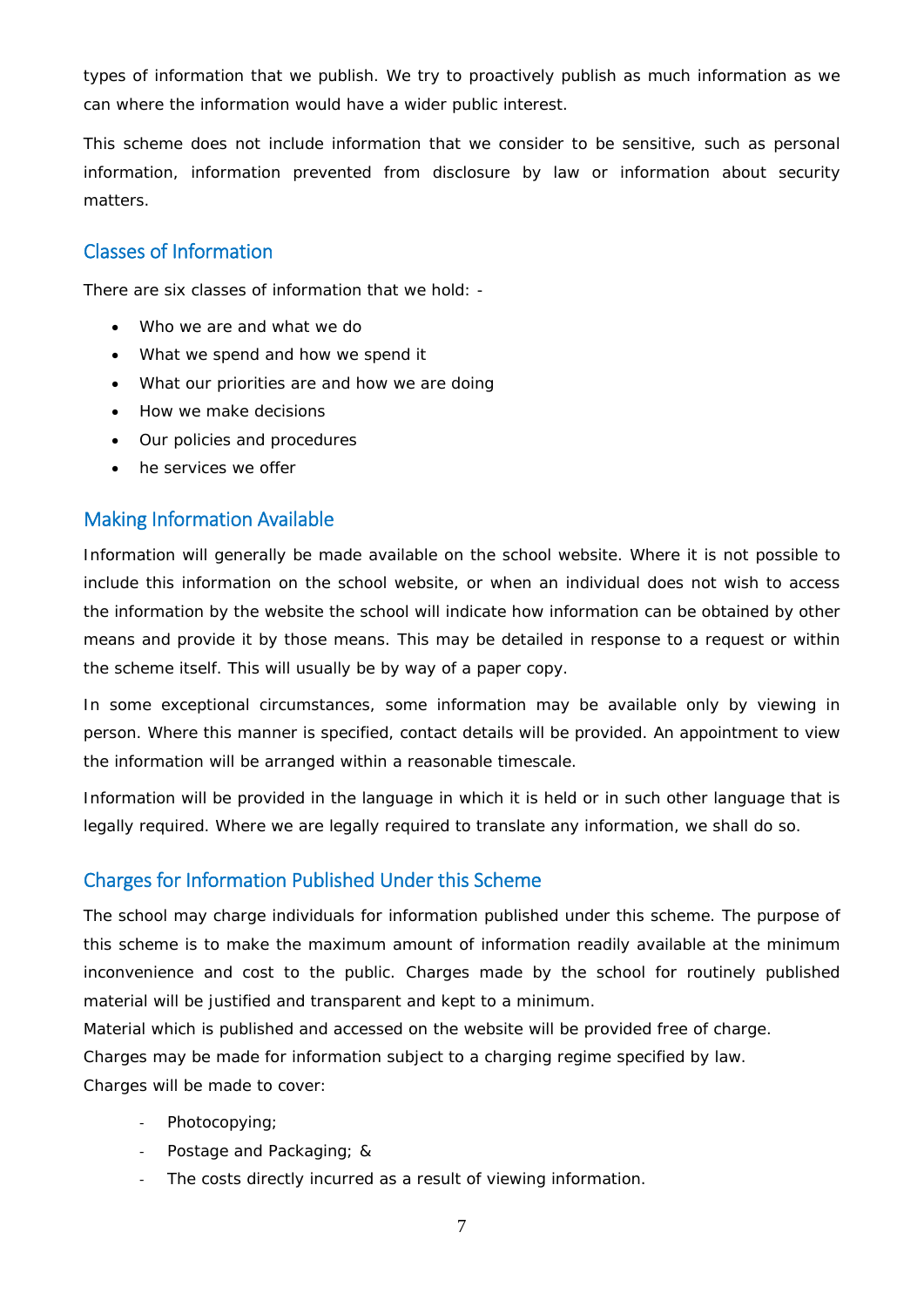types of information that we publish. We try to proactively publish as much information as we can where the information would have a wider public interest.

This scheme does not include information that we consider to be sensitive, such as personal information, information prevented from disclosure by law or information about security matters.

## Classes of Information

There are six classes of information that we hold: -

- Who we are and what we do
- What we spend and how we spend it
- What our priorities are and how we are doing
- How we make decisions
- Our policies and procedures
- he services we offer

## Making Information Available

Information will generally be made available on the school website. Where it is not possible to include this information on the school website, or when an individual does not wish to access the information by the website the school will indicate how information can be obtained by other means and provide it by those means. This may be detailed in response to a request or within the scheme itself. This will usually be by way of a paper copy.

In some exceptional circumstances, some information may be available only by viewing in person. Where this manner is specified, contact details will be provided. An appointment to view the information will be arranged within a reasonable timescale.

Information will be provided in the language in which it is held or in such other language that is legally required. Where we are legally required to translate any information, we shall do so.

## Charges for Information Published Under this Scheme

The school may charge individuals for information published under this scheme. The purpose of this scheme is to make the maximum amount of information readily available at the minimum inconvenience and cost to the public. Charges made by the school for routinely published material will be justified and transparent and kept to a minimum.

Material which is published and accessed on the website will be provided free of charge.

Charges may be made for information subject to a charging regime specified by law.

Charges will be made to cover:

- Photocopying;
- Postage and Packaging; &
- The costs directly incurred as a result of viewing information.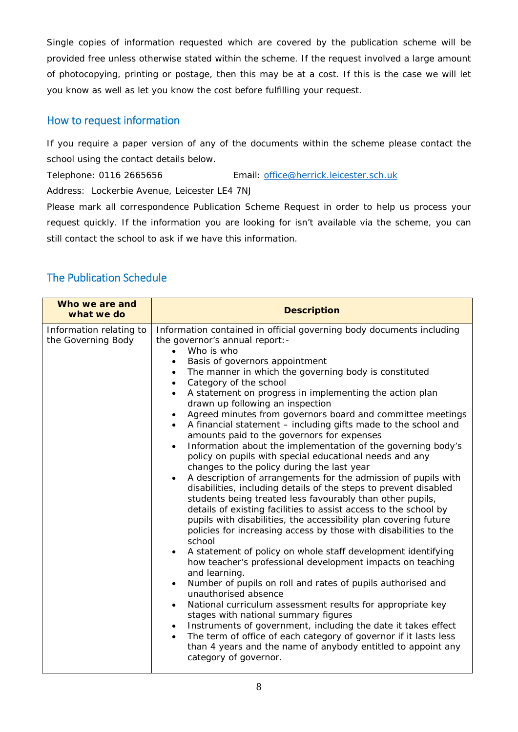Single copies of information requested which are covered by the publication scheme will be provided free unless otherwise stated within the scheme. If the request involved a large amount of photocopying, printing or postage, then this may be at a cost. If this is the case we will let you know as well as let you know the cost before fulfilling your request.

## How to request information

If you require a paper version of any of the documents within the scheme please contact the school using the contact details below.

Telephone: 0116 2665656 Email: office@herrick.leicester.sch.uk

Address: Lockerbie Avenue, Leicester LE4 7NJ

Please mark all correspondence Publication Scheme Request in order to help us process your request quickly. If the information you are looking for isn't available via the scheme, you can still contact the school to ask if we have this information.

## The Publication Schedule

| Who we are and what we do | Description |
|---|---|
| Information relating to the Governing Body | Information contained in official governing body documents including the governor's annual report:-<br>• Who is who<br>• Basis of governors appointment<br>• The manner in which the governing body is constituted<br>• Category of the school<br>• A statement on progress in implementing the action plan drawn up following an inspection<br>• Agreed minutes from governors board and committee meetings<br>• A financial statement – including gifts made to the school and amounts paid to the governors for expenses<br>• Information about the implementation of the governing body's policy on pupils with special educational needs and any changes to the policy during the last year<br>• A description of arrangements for the admission of pupils with disabilities, including details of the steps to prevent disabled students being treated less favourably than other pupils, details of existing facilities to assist access to the school by pupils with disabilities, the accessibility plan covering future policies for increasing access by those with disabilities to the school<br>• A statement of policy on whole staff development identifying how teacher's professional development impacts on teaching and learning.<br>• Number of pupils on roll and rates of pupils authorised and unauthorised absence<br>• National curriculum assessment results for appropriate key stages with national summary figures<br>• Instruments of government, including the date it takes effect<br>• The term of office of each category of governor if it lasts less than 4 years and the name of anybody entitled to appoint any category of governor. |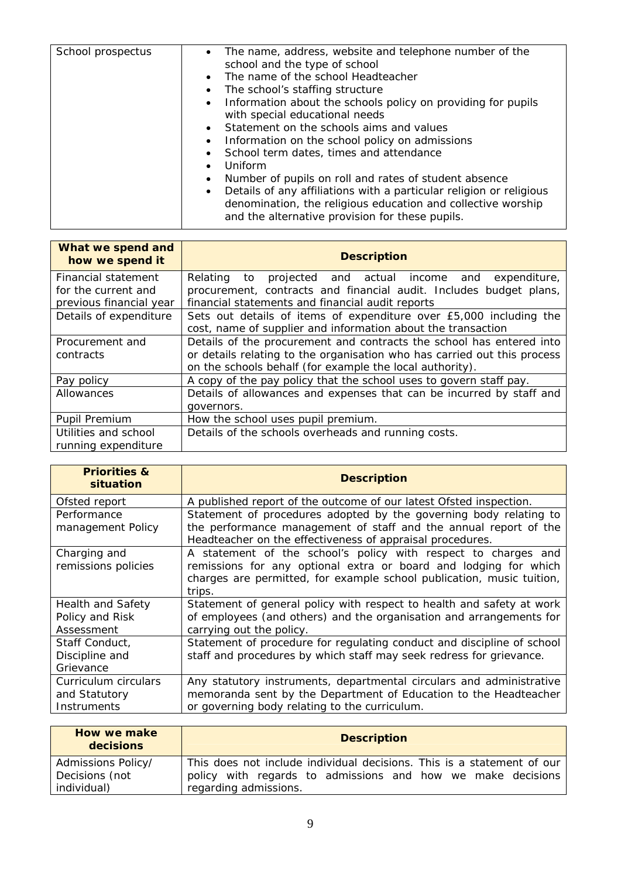| School prospectus | • The name, address, website and telephone number of the school and the type of school<br>• The name of the school Headteacher<br>• The school's staffing structure<br>• Information about the schools policy on providing for pupils with special educational needs<br>• Statement on the schools aims and values<br>• Information on the school policy on admissions<br>• School term dates, times and attendance<br>• Uniform<br>• Number of pupils on roll and rates of student absence<br>• Details of any affiliations with a particular religion or religious denomination, the religious education and collective worship and the alternative provision for these pupils. |
|---|---|

| What we spend and how we spend it | Description |
|---|---|
| Financial statement for the current and previous financial year | Relating to projected and actual income and expenditure, procurement, contracts and financial audit. Includes budget plans, financial statements and financial audit reports |
| Details of expenditure | Sets out details of items of expenditure over £5,000 including the cost, name of supplier and information about the transaction |
| Procurement and contracts | Details of the procurement and contracts the school has entered into or details relating to the organisation who has carried out this process on the schools behalf (for example the local authority). |
| Pay policy | A copy of the pay policy that the school uses to govern staff pay. |
| Allowances | Details of allowances and expenses that can be incurred by staff and governors. |
| Pupil Premium | How the school uses pupil premium. |
| Utilities and school running expenditure | Details of the schools overheads and running costs. |

| Priorities & situation | Description |
|---|---|
| Ofsted report | A published report of the outcome of our latest Ofsted inspection. |
| Performance management Policy | Statement of procedures adopted by the governing body relating to the performance management of staff and the annual report of the Headteacher on the effectiveness of appraisal procedures. |
| Charging and remissions policies | A statement of the school's policy with respect to charges and remissions for any optional extra or board and lodging for which charges are permitted, for example school publication, music tuition, trips. |
| Health and Safety Policy and Risk Assessment | Statement of general policy with respect to health and safety at work of employees (and others) and the organisation and arrangements for carrying out the policy. |
| Staff Conduct, Discipline and Grievance | Statement of procedure for regulating conduct and discipline of school staff and procedures by which staff may seek redress for grievance. |
| Curriculum circulars and Statutory Instruments | Any statutory instruments, departmental circulars and administrative memoranda sent by the Department of Education to the Headteacher or governing body relating to the curriculum. |

| How we make decisions | Description |
|---|---|
| Admissions Policy/ Decisions (not individual) | This does not include individual decisions. This is a statement of our policy with regards to admissions and how we make decisions regarding admissions. |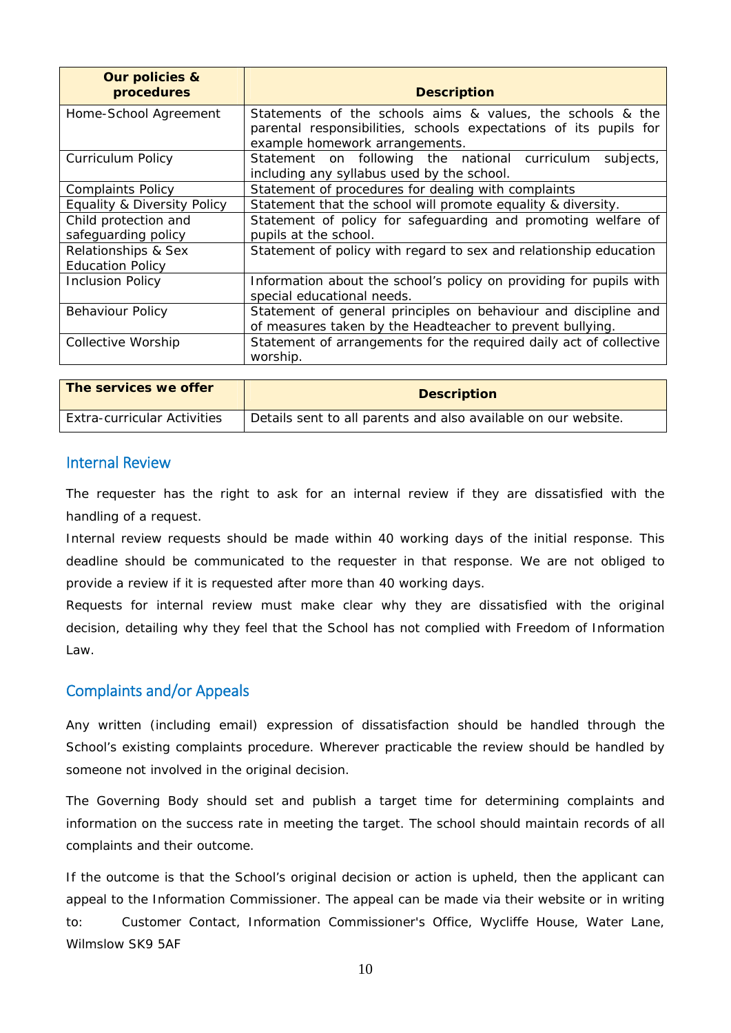| Our policies & procedures | Description |
|---|---|
| Home-School Agreement | Statements of the schools aims & values, the schools & the parental responsibilities, schools expectations of its pupils for example homework arrangements. |
| Curriculum Policy | Statement on following the national curriculum subjects, including any syllabus used by the school. |
| Complaints Policy | Statement of procedures for dealing with complaints |
| Equality & Diversity Policy | Statement that the school will promote equality & diversity. |
| Child protection and safeguarding policy | Statement of policy for safeguarding and promoting welfare of pupils at the school. |
| Relationships & Sex Education Policy | Statement of policy with regard to sex and relationship education |
| Inclusion Policy | Information about the school's policy on providing for pupils with special educational needs. |
| Behaviour Policy | Statement of general principles on behaviour and discipline and of measures taken by the Headteacher to prevent bullying. |
| Collective Worship | Statement of arrangements for the required daily act of collective worship. |

| The services we offer | Description |
|---|---|
| Extra-curricular Activities | Details sent to all parents and also available on our website. |

## Internal Review

The requester has the right to ask for an internal review if they are dissatisfied with the handling of a request.

Internal review requests should be made within 40 working days of the initial response. This deadline should be communicated to the requester in that response. We are not obliged to provide a review if it is requested after more than 40 working days.

Requests for internal review must make clear why they are dissatisfied with the original decision, detailing why they feel that the School has not complied with Freedom of Information Law.

## Complaints and/or Appeals

Any written (including email) expression of dissatisfaction should be handled through the School's existing complaints procedure. Wherever practicable the review should be handled by someone not involved in the original decision.

The Governing Body should set and publish a target time for determining complaints and information on the success rate in meeting the target. The school should maintain records of all complaints and their outcome.

If the outcome is that the School's original decision or action is upheld, then the applicant can appeal to the Information Commissioner. The appeal can be made via their website or in writing to: Customer Contact, Information Commissioner's Office, Wycliffe House, Water Lane, Wilmslow SK9 5AF